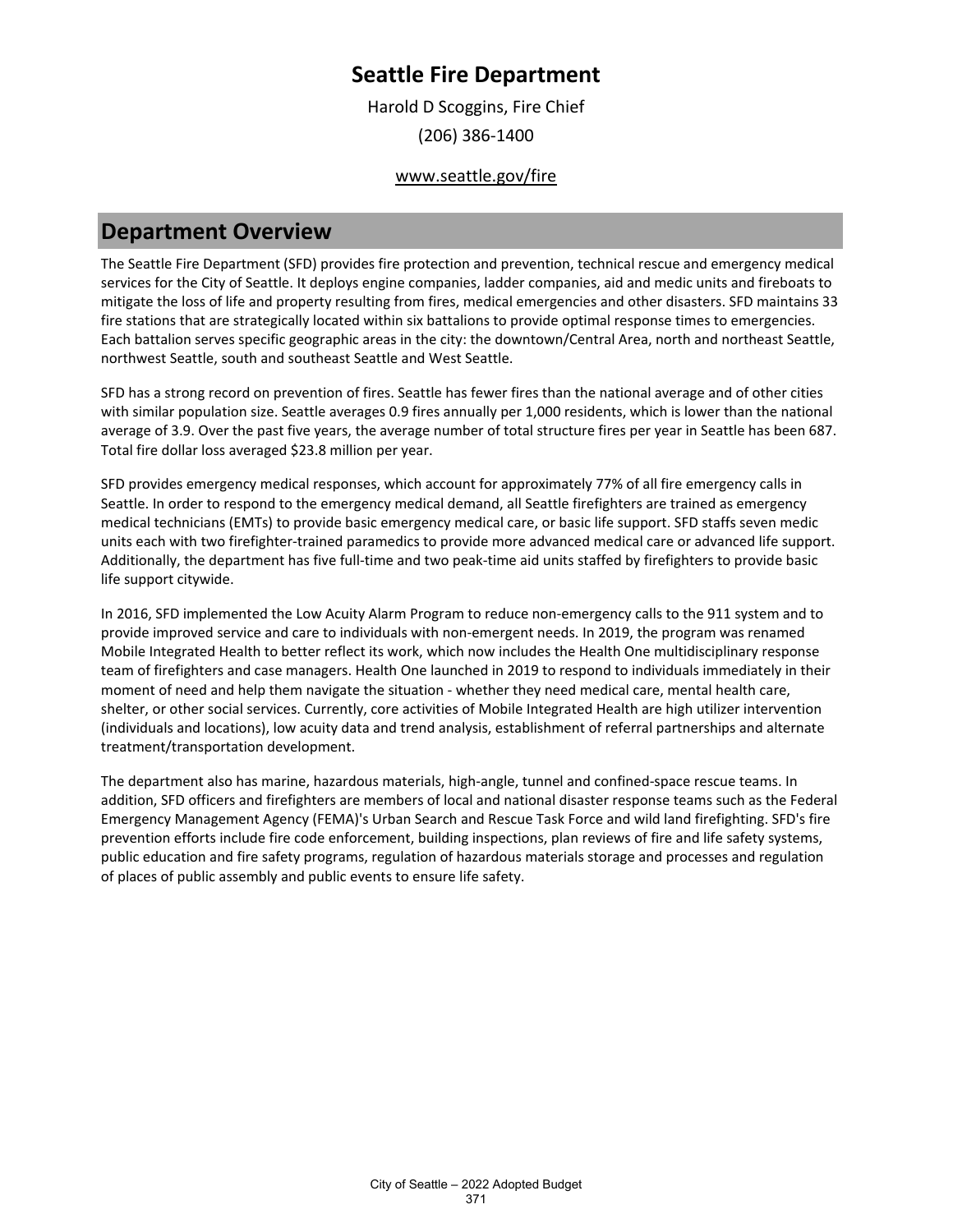# Seattle Fire Department

Harold D Scoggins, Fire Chief

(206) 386-1400

www.seattle.gov/fire

## Department Overview

The Seattle Fire Department (SFD) provides fire protection and prevention, technical rescue and emergency medical services for the City of Seattle. It deploys engine companies, ladder companies, aid and medic units and fireboats to mitigate the loss of life and property resulting from fires, medical emergencies and other disasters. SFD maintains 33 fire stations that are strategically located within six battalions to provide optimal response times to emergencies. Each battalion serves specific geographic areas in the city: the downtown/Central Area, north and northeast Seattle, northwest Seattle, south and southeast Seattle and West Seattle.

SFD has a strong record on prevention of fires. Seattle has fewer fires than the national average and of other cities with similar population size. Seattle averages 0.9 fires annually per 1,000 residents, which is lower than the national average of 3.9. Over the past five years, the average number of total structure fires per year in Seattle has been 687. Total fire dollar loss averaged $23.8 million per year.

SFD provides emergency medical responses, which account for approximately 77% of all fire emergency calls in Seattle. In order to respond to the emergency medical demand, all Seattle firefighters are trained as emergency medical technicians (EMTs) to provide basic emergency medical care, or basic life support. SFD staffs seven medic units each with two firefighter-trained paramedics to provide more advanced medical care or advanced life support. Additionally, the department has five full-time and two peak-time aid units staffed by firefighters to provide basic life support citywide.

In 2016, SFD implemented the Low Acuity Alarm Program to reduce non-emergency calls to the 911 system and to provide improved service and care to individuals with non-emergent needs. In 2019, the program was renamed Mobile Integrated Health to better reflect its work, which now includes the Health One multidisciplinary response team of firefighters and case managers. Health One launched in 2019 to respond to individuals immediately in their moment of need and help them navigate the situation - whether they need medical care, mental health care, shelter, or other social services. Currently, core activities of Mobile Integrated Health are high utilizer intervention (individuals and locations), low acuity data and trend analysis, establishment of referral partnerships and alternate treatment/transportation development.

The department also has marine, hazardous materials, high-angle, tunnel and confined-space rescue teams. In addition, SFD officers and firefighters are members of local and national disaster response teams such as the Federal Emergency Management Agency (FEMA)'s Urban Search and Rescue Task Force and wild land firefighting. SFD's fire prevention efforts include fire code enforcement, building inspections, plan reviews of fire and life safety systems, public education and fire safety programs, regulation of hazardous materials storage and processes and regulation of places of public assembly and public events to ensure life safety.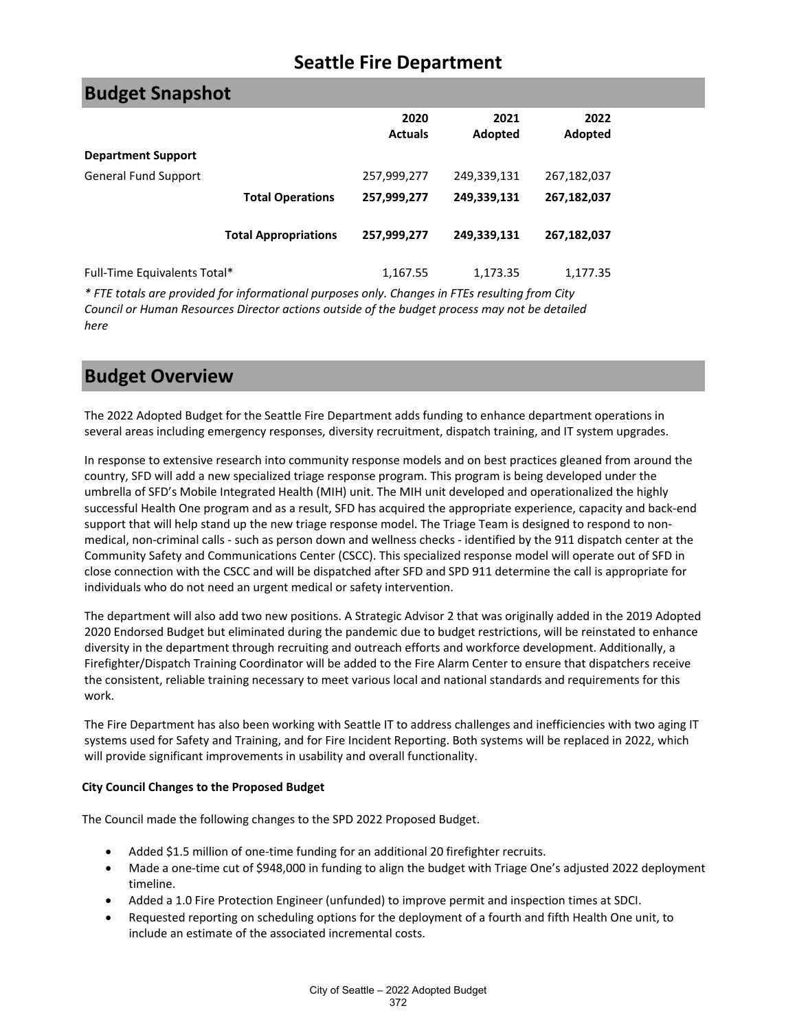# Seattle Fire Department

## Budget Snapshot

| | 2020 Actuals | 2021 Adopted | 2022 Adopted |
|---|---|---|---|
| **Department Support** | | | |
| General Fund Support | 257,999,277 | 249,339,131 | 267,182,037 |
| **Total Operations** | **257,999,277** | **249,339,131** | **267,182,037** |
| **Total Appropriations** | **257,999,277** | **249,339,131** | **267,182,037** |
| Full-Time Equivalents Total* | 1,167.55 | 1,173.35 | 1,177.35 |

*\* FTE totals are provided for informational purposes only. Changes in FTEs resulting from City Council or Human Resources Director actions outside of the budget process may not be detailed here*

## Budget Overview

The 2022 Adopted Budget for the Seattle Fire Department adds funding to enhance department operations in several areas including emergency responses, diversity recruitment, dispatch training, and IT system upgrades.

In response to extensive research into community response models and on best practices gleaned from around the country, SFD will add a new specialized triage response program. This program is being developed under the umbrella of SFD's Mobile Integrated Health (MIH) unit. The MIH unit developed and operationalized the highly successful Health One program and as a result, SFD has acquired the appropriate experience, capacity and back-end support that will help stand up the new triage response model. The Triage Team is designed to respond to non-medical, non-criminal calls - such as person down and wellness checks - identified by the 911 dispatch center at the Community Safety and Communications Center (CSCC). This specialized response model will operate out of SFD in close connection with the CSCC and will be dispatched after SFD and SPD 911 determine the call is appropriate for individuals who do not need an urgent medical or safety intervention.

The department will also add two new positions. A Strategic Advisor 2 that was originally added in the 2019 Adopted 2020 Endorsed Budget but eliminated during the pandemic due to budget restrictions, will be reinstated to enhance diversity in the department through recruiting and outreach efforts and workforce development. Additionally, a Firefighter/Dispatch Training Coordinator will be added to the Fire Alarm Center to ensure that dispatchers receive the consistent, reliable training necessary to meet various local and national standards and requirements for this work.

The Fire Department has also been working with Seattle IT to address challenges and inefficiencies with two aging IT systems used for Safety and Training, and for Fire Incident Reporting. Both systems will be replaced in 2022, which will provide significant improvements in usability and overall functionality.

**City Council Changes to the Proposed Budget**

The Council made the following changes to the SPD 2022 Proposed Budget.

- Added $1.5 million of one-time funding for an additional 20 firefighter recruits.
- Made a one-time cut of $948,000 in funding to align the budget with Triage One's adjusted 2022 deployment timeline.
- Added a 1.0 Fire Protection Engineer (unfunded) to improve permit and inspection times at SDCI.
- Requested reporting on scheduling options for the deployment of a fourth and fifth Health One unit, to include an estimate of the associated incremental costs.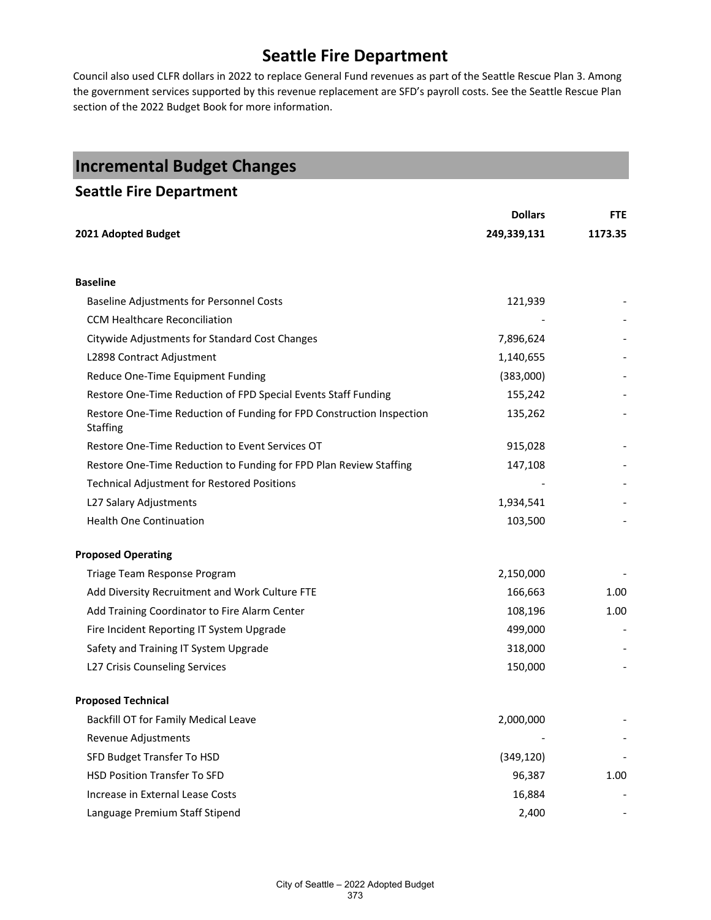# Seattle Fire Department

Council also used CLFR dollars in 2022 to replace General Fund revenues as part of the Seattle Rescue Plan 3. Among the government services supported by this revenue replacement are SFD's payroll costs. See the Seattle Rescue Plan section of the 2022 Budget Book for more information.

## Incremental Budget Changes

### Seattle Fire Department

| | Dollars | FTE |
|---|---|---|
| **2021 Adopted Budget** | **249,339,131** | **1173.35** |
| | | |
| **Baseline** | | |
| Baseline Adjustments for Personnel Costs | 121,939 | - |
| CCM Healthcare Reconciliation | - | - |
| Citywide Adjustments for Standard Cost Changes | 7,896,624 | - |
| L2898 Contract Adjustment | 1,140,655 | - |
| Reduce One-Time Equipment Funding | (383,000) | - |
| Restore One-Time Reduction of FPD Special Events Staff Funding | 155,242 | - |
| Restore One-Time Reduction of Funding for FPD Construction Inspection Staffing | 135,262 | - |
| Restore One-Time Reduction to Event Services OT | 915,028 | - |
| Restore One-Time Reduction to Funding for FPD Plan Review Staffing | 147,108 | - |
| Technical Adjustment for Restored Positions | - | - |
| L27 Salary Adjustments | 1,934,541 | - |
| Health One Continuation | 103,500 | - |
| | | |
| **Proposed Operating** | | |
| Triage Team Response Program | 2,150,000 | - |
| Add Diversity Recruitment and Work Culture FTE | 166,663 | 1.00 |
| Add Training Coordinator to Fire Alarm Center | 108,196 | 1.00 |
| Fire Incident Reporting IT System Upgrade | 499,000 | - |
| Safety and Training IT System Upgrade | 318,000 | - |
| L27 Crisis Counseling Services | 150,000 | - |
| | | |
| **Proposed Technical** | | |
| Backfill OT for Family Medical Leave | 2,000,000 | - |
| Revenue Adjustments | - | - |
| SFD Budget Transfer To HSD | (349,120) | - |
| HSD Position Transfer To SFD | 96,387 | 1.00 |
| Increase in External Lease Costs | 16,884 | - |
| Language Premium Staff Stipend | 2,400 | - |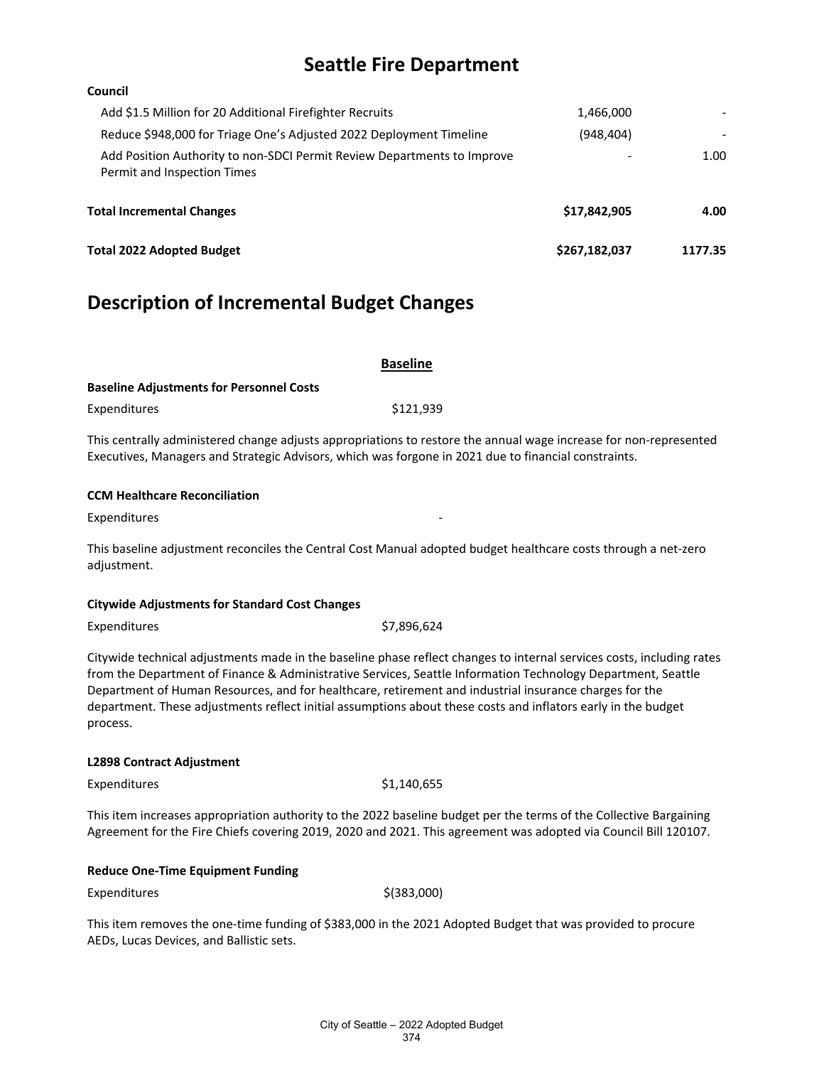# Seattle Fire Department

| Council | | |
|---|---|---|
| Add $1.5 Million for 20 Additional Firefighter Recruits | 1,466,000 | - |
| Reduce $948,000 for Triage One's Adjusted 2022 Deployment Timeline | (948,404) | - |
| Add Position Authority to non-SDCI Permit Review Departments to Improve Permit and Inspection Times | - | 1.00 |
| **Total Incremental Changes** | **$17,842,905** | **4.00** |
| **Total 2022 Adopted Budget** | **$267,182,037** | **1177.35** |

# Description of Incremental Budget Changes

## Baseline

**Baseline Adjustments for Personnel Costs**

Expenditures $121,939

This centrally administered change adjusts appropriations to restore the annual wage increase for non-represented Executives, Managers and Strategic Advisors, which was forgone in 2021 due to financial constraints.

**CCM Healthcare Reconciliation**

Expenditures -

This baseline adjustment reconciles the Central Cost Manual adopted budget healthcare costs through a net-zero adjustment.

**Citywide Adjustments for Standard Cost Changes**

Expenditures $7,896,624

Citywide technical adjustments made in the baseline phase reflect changes to internal services costs, including rates from the Department of Finance & Administrative Services, Seattle Information Technology Department, Seattle Department of Human Resources, and for healthcare, retirement and industrial insurance charges for the department. These adjustments reflect initial assumptions about these costs and inflators early in the budget process.

**L2898 Contract Adjustment**

Expenditures $1,140,655

This item increases appropriation authority to the 2022 baseline budget per the terms of the Collective Bargaining Agreement for the Fire Chiefs covering 2019, 2020 and 2021. This agreement was adopted via Council Bill 120107.

**Reduce One-Time Equipment Funding**

Expenditures $(383,000)

This item removes the one-time funding of $383,000 in the 2021 Adopted Budget that was provided to procure AEDs, Lucas Devices, and Ballistic sets.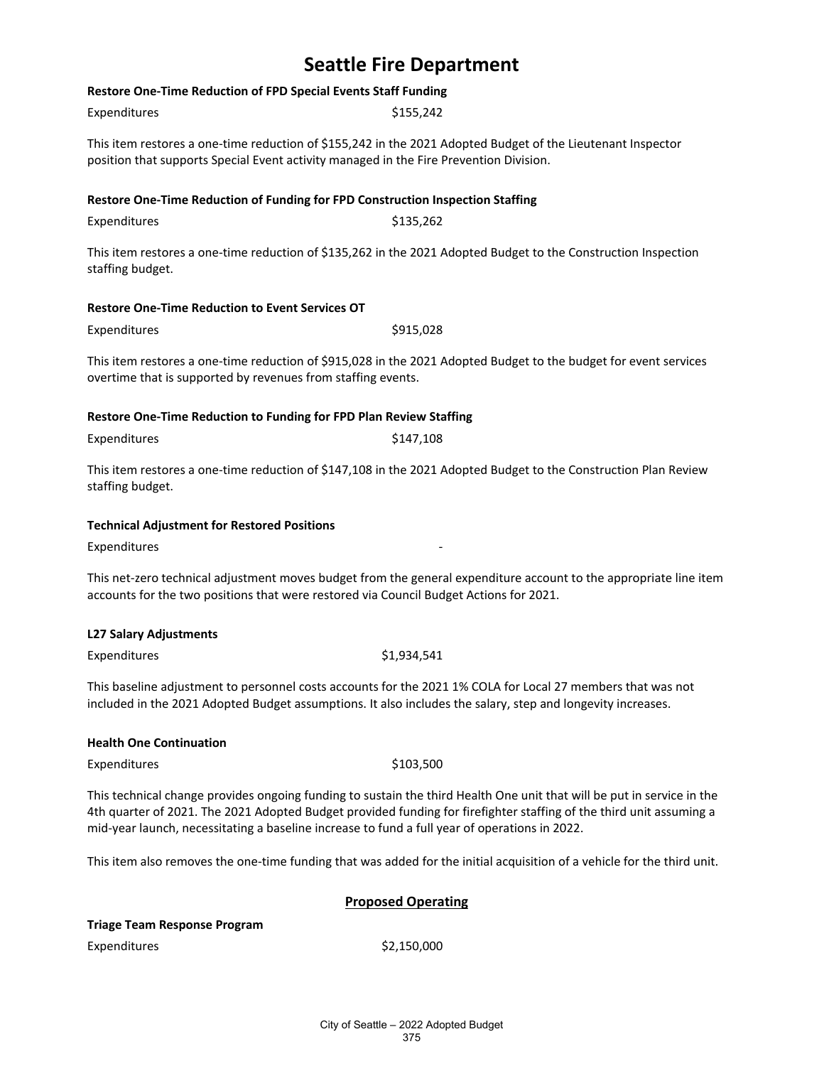# Seattle Fire Department

**Restore One-Time Reduction of FPD Special Events Staff Funding**

Expenditures $155,242

This item restores a one-time reduction of $155,242 in the 2021 Adopted Budget of the Lieutenant Inspector position that supports Special Event activity managed in the Fire Prevention Division.

**Restore One-Time Reduction of Funding for FPD Construction Inspection Staffing**

Expenditures $135,262

This item restores a one-time reduction of $135,262 in the 2021 Adopted Budget to the Construction Inspection staffing budget.

**Restore One-Time Reduction to Event Services OT**

Expenditures $915,028

This item restores a one-time reduction of $915,028 in the 2021 Adopted Budget to the budget for event services overtime that is supported by revenues from staffing events.

**Restore One-Time Reduction to Funding for FPD Plan Review Staffing**

Expenditures $147,108

This item restores a one-time reduction of $147,108 in the 2021 Adopted Budget to the Construction Plan Review staffing budget.

**Technical Adjustment for Restored Positions**

Expenditures -

This net-zero technical adjustment moves budget from the general expenditure account to the appropriate line item accounts for the two positions that were restored via Council Budget Actions for 2021.

**L27 Salary Adjustments**

Expenditures $1,934,541

This baseline adjustment to personnel costs accounts for the 2021 1% COLA for Local 27 members that was not included in the 2021 Adopted Budget assumptions. It also includes the salary, step and longevity increases.

**Health One Continuation**

Expenditures $103,500

This technical change provides ongoing funding to sustain the third Health One unit that will be put in service in the 4th quarter of 2021. The 2021 Adopted Budget provided funding for firefighter staffing of the third unit assuming a mid-year launch, necessitating a baseline increase to fund a full year of operations in 2022.

This item also removes the one-time funding that was added for the initial acquisition of a vehicle for the third unit.

## Proposed Operating

**Triage Team Response Program**

Expenditures $2,150,000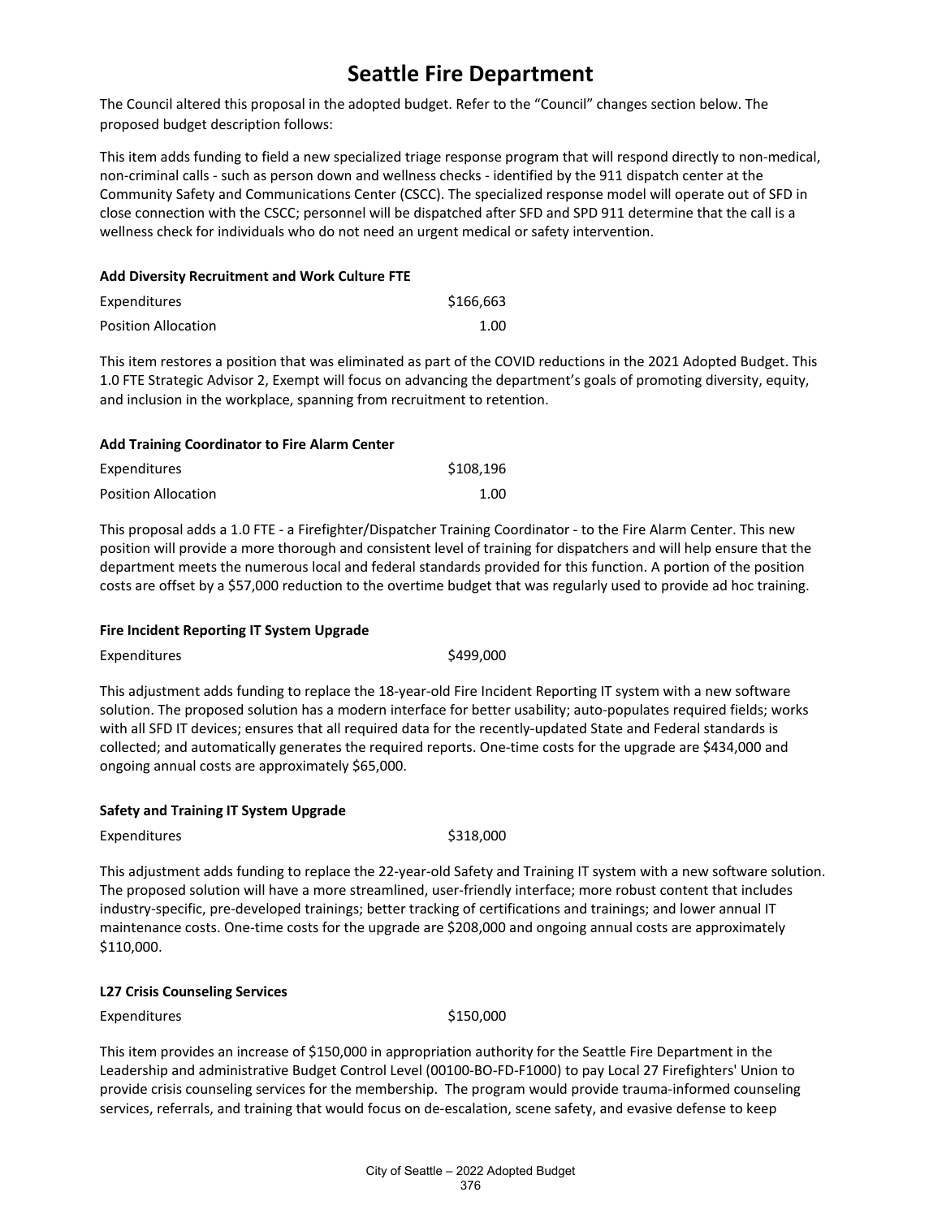# Seattle Fire Department

The Council altered this proposal in the adopted budget. Refer to the "Council" changes section below. The proposed budget description follows:

This item adds funding to field a new specialized triage response program that will respond directly to non-medical, non-criminal calls - such as person down and wellness checks - identified by the 911 dispatch center at the Community Safety and Communications Center (CSCC). The specialized response model will operate out of SFD in close connection with the CSCC; personnel will be dispatched after SFD and SPD 911 determine that the call is a wellness check for individuals who do not need an urgent medical or safety intervention.

**Add Diversity Recruitment and Work Culture FTE**

| | |
|---|---|
| Expenditures | $166,663 |
| Position Allocation | 1.00 |

This item restores a position that was eliminated as part of the COVID reductions in the 2021 Adopted Budget. This 1.0 FTE Strategic Advisor 2, Exempt will focus on advancing the department's goals of promoting diversity, equity, and inclusion in the workplace, spanning from recruitment to retention.

**Add Training Coordinator to Fire Alarm Center**

| | |
|---|---|
| Expenditures | $108,196 |
| Position Allocation | 1.00 |

This proposal adds a 1.0 FTE - a Firefighter/Dispatcher Training Coordinator - to the Fire Alarm Center. This new position will provide a more thorough and consistent level of training for dispatchers and will help ensure that the department meets the numerous local and federal standards provided for this function. A portion of the position costs are offset by a $57,000 reduction to the overtime budget that was regularly used to provide ad hoc training.

**Fire Incident Reporting IT System Upgrade**

| | |
|---|---|
| Expenditures | $499,000 |

This adjustment adds funding to replace the 18-year-old Fire Incident Reporting IT system with a new software solution. The proposed solution has a modern interface for better usability; auto-populates required fields; works with all SFD IT devices; ensures that all required data for the recently-updated State and Federal standards is collected; and automatically generates the required reports. One-time costs for the upgrade are $434,000 and ongoing annual costs are approximately $65,000.

**Safety and Training IT System Upgrade**

| | |
|---|---|
| Expenditures | $318,000 |

This adjustment adds funding to replace the 22-year-old Safety and Training IT system with a new software solution. The proposed solution will have a more streamlined, user-friendly interface; more robust content that includes industry-specific, pre-developed trainings; better tracking of certifications and trainings; and lower annual IT maintenance costs. One-time costs for the upgrade are $208,000 and ongoing annual costs are approximately $110,000.

**L27 Crisis Counseling Services**

| | |
|---|---|
| Expenditures | $150,000 |

This item provides an increase of $150,000 in appropriation authority for the Seattle Fire Department in the Leadership and administrative Budget Control Level (00100-BO-FD-F1000) to pay Local 27 Firefighters' Union to provide crisis counseling services for the membership. The program would provide trauma-informed counseling services, referrals, and training that would focus on de-escalation, scene safety, and evasive defense to keep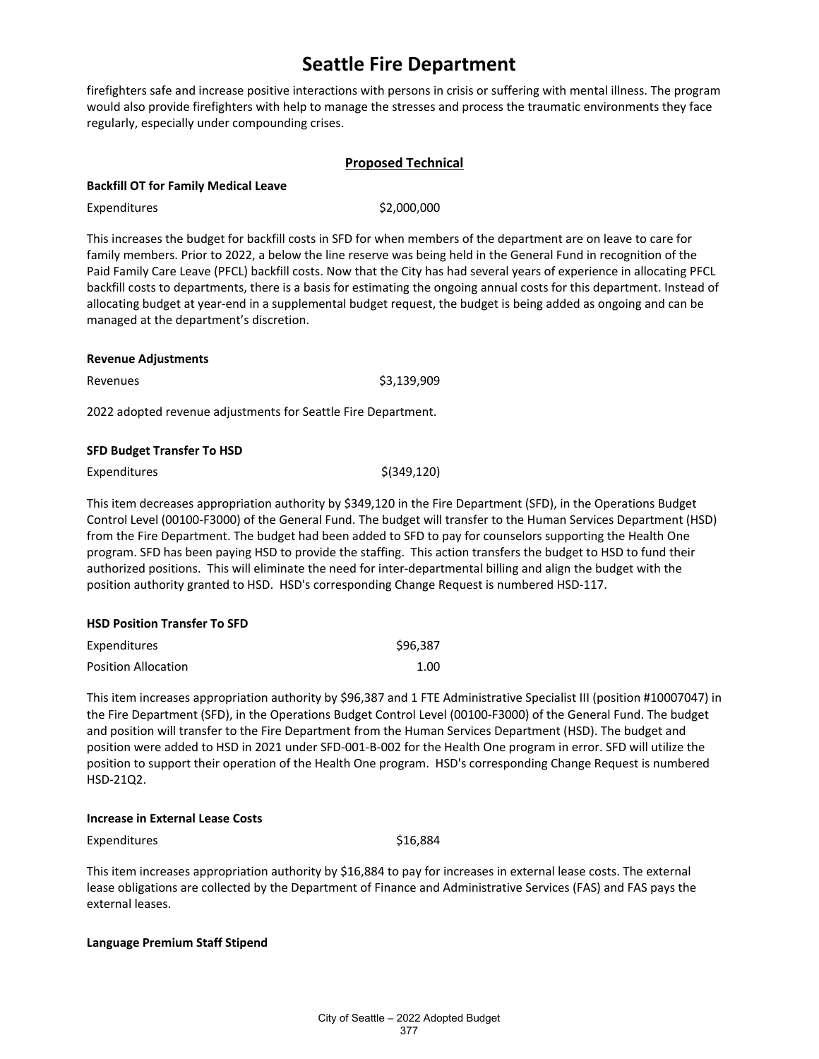# Seattle Fire Department

firefighters safe and increase positive interactions with persons in crisis or suffering with mental illness. The program would also provide firefighters with help to manage the stresses and process the traumatic environments they face regularly, especially under compounding crises.

## Proposed Technical

**Backfill OT for Family Medical Leave**

| | |
|---|---|
| Expenditures | $2,000,000 |

This increases the budget for backfill costs in SFD for when members of the department are on leave to care for family members. Prior to 2022, a below the line reserve was being held in the General Fund in recognition of the Paid Family Care Leave (PFCL) backfill costs. Now that the City has had several years of experience in allocating PFCL backfill costs to departments, there is a basis for estimating the ongoing annual costs for this department. Instead of allocating budget at year-end in a supplemental budget request, the budget is being added as ongoing and can be managed at the department's discretion.

**Revenue Adjustments**

| | |
|---|---|
| Revenues | $3,139,909 |

2022 adopted revenue adjustments for Seattle Fire Department.

**SFD Budget Transfer To HSD**

| | |
|---|---|
| Expenditures | $(349,120) |

This item decreases appropriation authority by $349,120 in the Fire Department (SFD), in the Operations Budget Control Level (00100-F3000) of the General Fund. The budget will transfer to the Human Services Department (HSD) from the Fire Department. The budget had been added to SFD to pay for counselors supporting the Health One program. SFD has been paying HSD to provide the staffing. This action transfers the budget to HSD to fund their authorized positions. This will eliminate the need for inter-departmental billing and align the budget with the position authority granted to HSD. HSD's corresponding Change Request is numbered HSD-117.

**HSD Position Transfer To SFD**

| | |
|---|---|
| Expenditures | $96,387 |
| Position Allocation | 1.00 |

This item increases appropriation authority by $96,387 and 1 FTE Administrative Specialist III (position #10007047) in the Fire Department (SFD), in the Operations Budget Control Level (00100-F3000) of the General Fund. The budget and position will transfer to the Fire Department from the Human Services Department (HSD). The budget and position were added to HSD in 2021 under SFD-001-B-002 for the Health One program in error. SFD will utilize the position to support their operation of the Health One program. HSD's corresponding Change Request is numbered HSD-21Q2.

**Increase in External Lease Costs**

| | |
|---|---|
| Expenditures | $16,884 |

This item increases appropriation authority by $16,884 to pay for increases in external lease costs. The external lease obligations are collected by the Department of Finance and Administrative Services (FAS) and FAS pays the external leases.

**Language Premium Staff Stipend**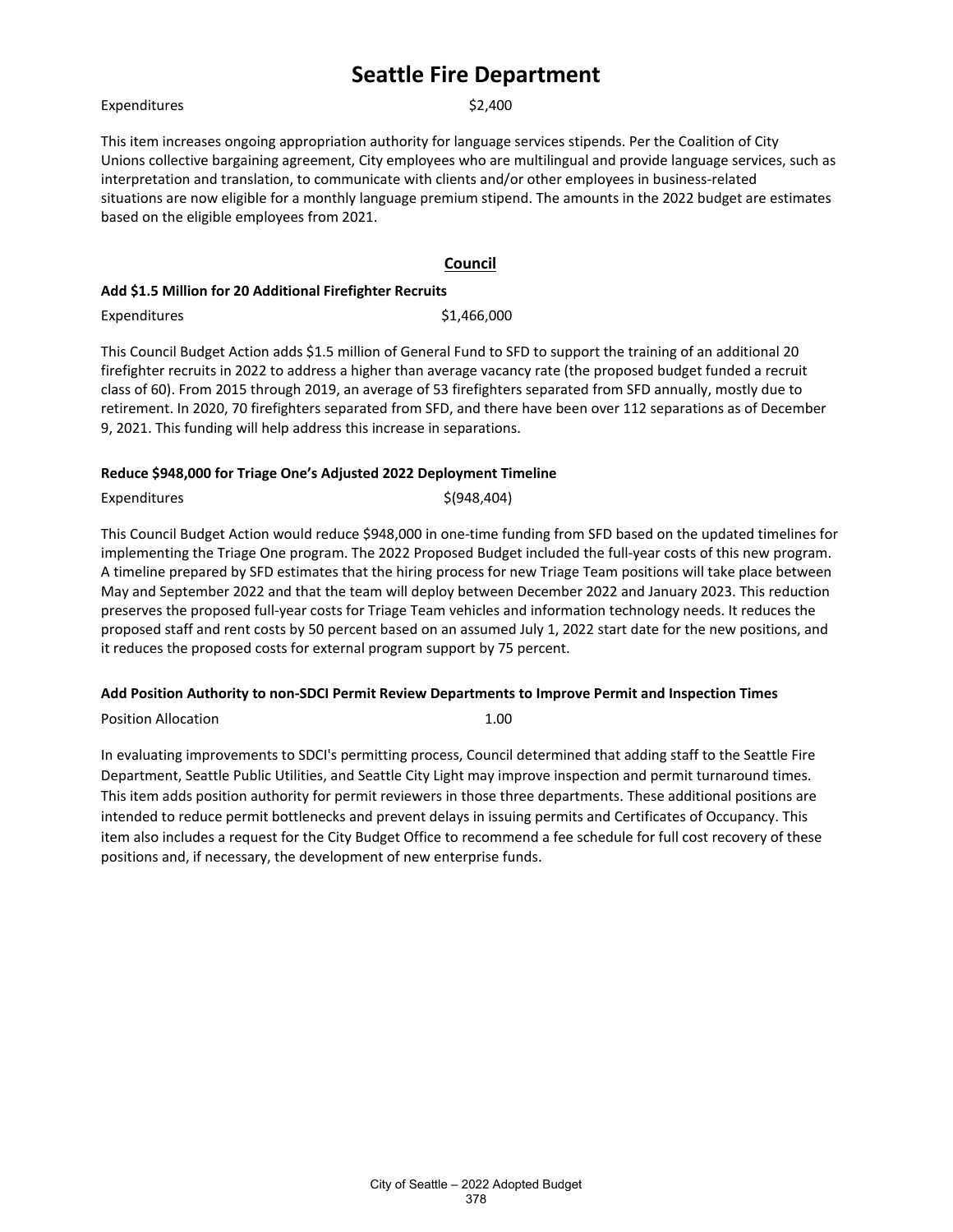Expenditures $2,400

This item increases ongoing appropriation authority for language services stipends. Per the Coalition of City Unions collective bargaining agreement, City employees who are multilingual and provide language services, such as interpretation and translation, to communicate with clients and/or other employees in business-related situations are now eligible for a monthly language premium stipend. The amounts in the 2022 budget are estimates based on the eligible employees from 2021.

## Council

**Add $1.5 Million for 20 Additional Firefighter Recruits**

Expenditures $1,466,000

This Council Budget Action adds $1.5 million of General Fund to SFD to support the training of an additional 20 firefighter recruits in 2022 to address a higher than average vacancy rate (the proposed budget funded a recruit class of 60). From 2015 through 2019, an average of 53 firefighters separated from SFD annually, mostly due to retirement. In 2020, 70 firefighters separated from SFD, and there have been over 112 separations as of December 9, 2021. This funding will help address this increase in separations.

**Reduce $948,000 for Triage One's Adjusted 2022 Deployment Timeline**

Expenditures $(948,404)

This Council Budget Action would reduce $948,000 in one-time funding from SFD based on the updated timelines for implementing the Triage One program. The 2022 Proposed Budget included the full-year costs of this new program. A timeline prepared by SFD estimates that the hiring process for new Triage Team positions will take place between May and September 2022 and that the team will deploy between December 2022 and January 2023. This reduction preserves the proposed full-year costs for Triage Team vehicles and information technology needs. It reduces the proposed staff and rent costs by 50 percent based on an assumed July 1, 2022 start date for the new positions, and it reduces the proposed costs for external program support by 75 percent.

**Add Position Authority to non-SDCI Permit Review Departments to Improve Permit and Inspection Times**

Position Allocation 1.00

In evaluating improvements to SDCI's permitting process, Council determined that adding staff to the Seattle Fire Department, Seattle Public Utilities, and Seattle City Light may improve inspection and permit turnaround times. This item adds position authority for permit reviewers in those three departments. These additional positions are intended to reduce permit bottlenecks and prevent delays in issuing permits and Certificates of Occupancy. This item also includes a request for the City Budget Office to recommend a fee schedule for full cost recovery of these positions and, if necessary, the development of new enterprise funds.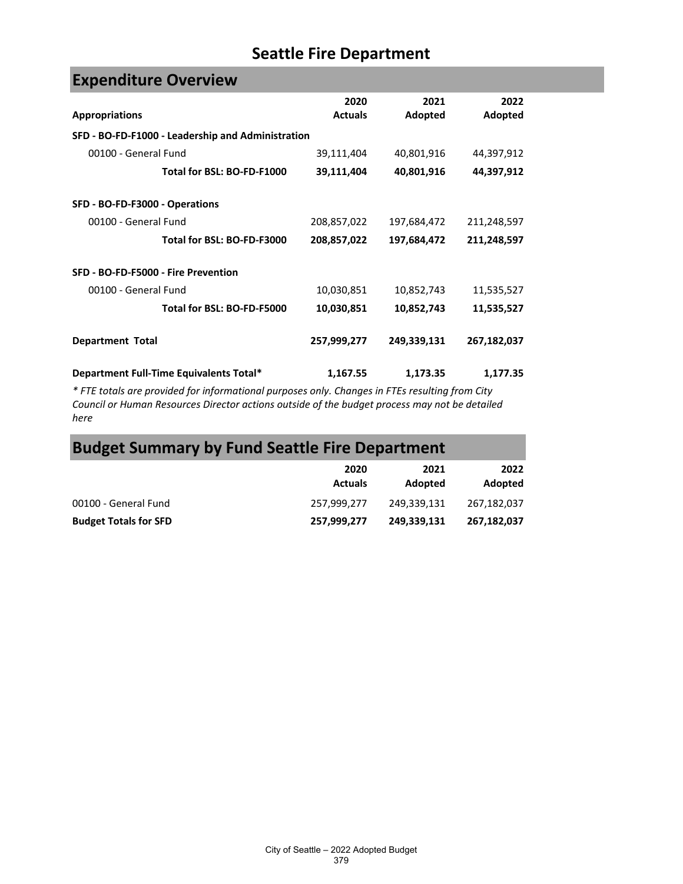# Seattle Fire Department

## Expenditure Overview

| Appropriations | 2020 Actuals | 2021 Adopted | 2022 Adopted |
|---|---|---|---|
| **SFD - BO-FD-F1000 - Leadership and Administration** | | | |
| 00100 - General Fund | 39,111,404 | 40,801,916 | 44,397,912 |
| **Total for BSL: BO-FD-F1000** | **39,111,404** | **40,801,916** | **44,397,912** |
| **SFD - BO-FD-F3000 - Operations** | | | |
| 00100 - General Fund | 208,857,022 | 197,684,472 | 211,248,597 |
| **Total for BSL: BO-FD-F3000** | **208,857,022** | **197,684,472** | **211,248,597** |
| **SFD - BO-FD-F5000 - Fire Prevention** | | | |
| 00100 - General Fund | 10,030,851 | 10,852,743 | 11,535,527 |
| **Total for BSL: BO-FD-F5000** | **10,030,851** | **10,852,743** | **11,535,527** |
| **Department Total** | **257,999,277** | **249,339,131** | **267,182,037** |
| **Department Full-Time Equivalents Total*** | **1,167.55** | **1,173.35** | **1,177.35** |

*\* FTE totals are provided for informational purposes only. Changes in FTEs resulting from City Council or Human Resources Director actions outside of the budget process may not be detailed here*

## Budget Summary by Fund Seattle Fire Department

| | 2020 Actuals | 2021 Adopted | 2022 Adopted |
|---|---|---|---|
| 00100 - General Fund | 257,999,277 | 249,339,131 | 267,182,037 |
| **Budget Totals for SFD** | **257,999,277** | **249,339,131** | **267,182,037** |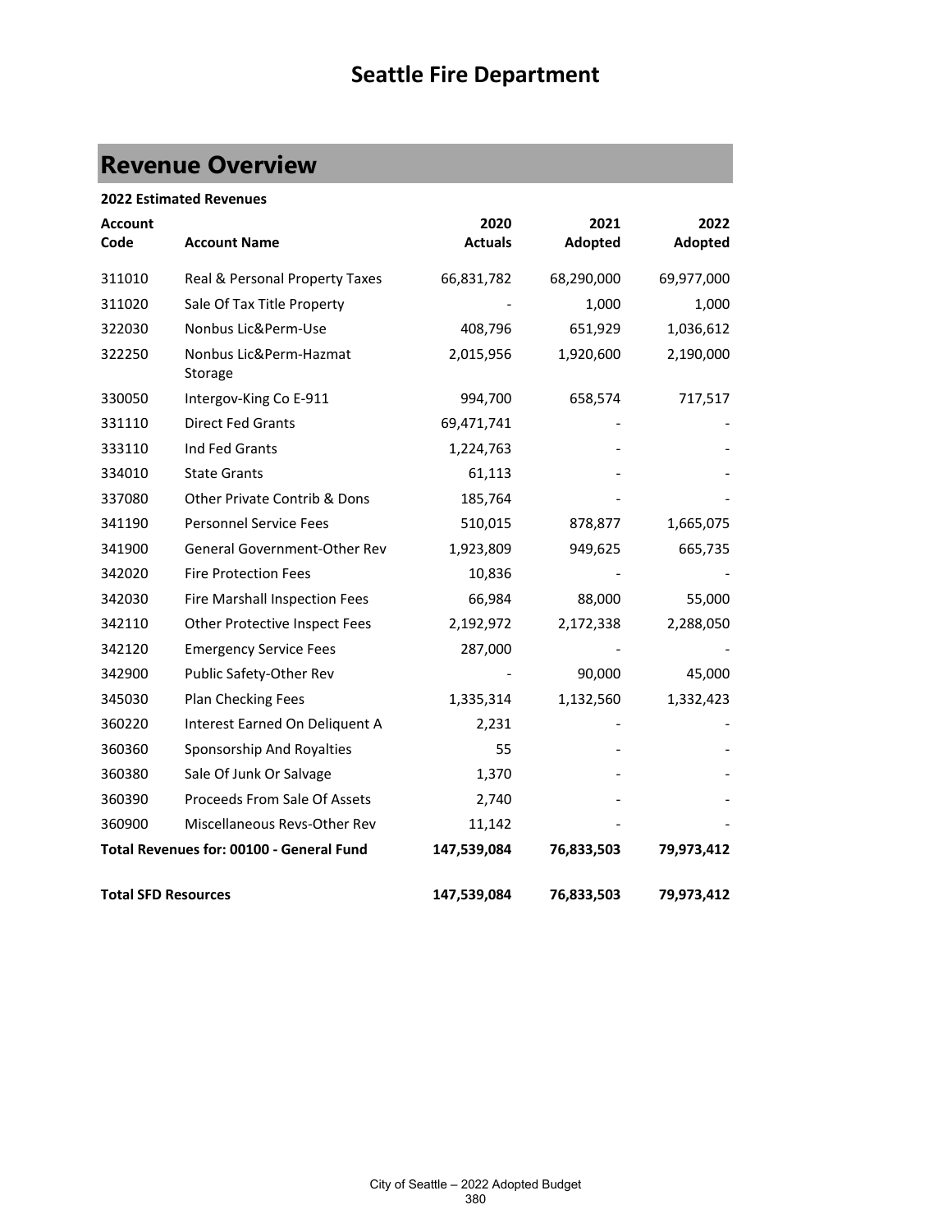# Seattle Fire Department

## Revenue Overview

**2022 Estimated Revenues**

| Account Code | Account Name | 2020 Actuals | 2021 Adopted | 2022 Adopted |
|---|---|---|---|---|
| 311010 | Real & Personal Property Taxes | 66,831,782 | 68,290,000 | 69,977,000 |
| 311020 | Sale Of Tax Title Property | - | 1,000 | 1,000 |
| 322030 | Nonbus Lic&Perm-Use | 408,796 | 651,929 | 1,036,612 |
| 322250 | Nonbus Lic&Perm-Hazmat Storage | 2,015,956 | 1,920,600 | 2,190,000 |
| 330050 | Intergov-King Co E-911 | 994,700 | 658,574 | 717,517 |
| 331110 | Direct Fed Grants | 69,471,741 | - | - |
| 333110 | Ind Fed Grants | 1,224,763 | - | - |
| 334010 | State Grants | 61,113 | - | - |
| 337080 | Other Private Contrib & Dons | 185,764 | - | - |
| 341190 | Personnel Service Fees | 510,015 | 878,877 | 1,665,075 |
| 341900 | General Government-Other Rev | 1,923,809 | 949,625 | 665,735 |
| 342020 | Fire Protection Fees | 10,836 | - | - |
| 342030 | Fire Marshall Inspection Fees | 66,984 | 88,000 | 55,000 |
| 342110 | Other Protective Inspect Fees | 2,192,972 | 2,172,338 | 2,288,050 |
| 342120 | Emergency Service Fees | 287,000 | - | - |
| 342900 | Public Safety-Other Rev | - | 90,000 | 45,000 |
| 345030 | Plan Checking Fees | 1,335,314 | 1,132,560 | 1,332,423 |
| 360220 | Interest Earned On Deliquent A | 2,231 | - | - |
| 360360 | Sponsorship And Royalties | 55 | - | - |
| 360380 | Sale Of Junk Or Salvage | 1,370 | - | - |
| 360390 | Proceeds From Sale Of Assets | 2,740 | - | - |
| 360900 | Miscellaneous Revs-Other Rev | 11,142 | - | - |
| **Total Revenues for: 00100 - General Fund** | | **147,539,084** | **76,833,503** | **79,973,412** |
| | | | | |
| **Total SFD Resources** | | **147,539,084** | **76,833,503** | **79,973,412** |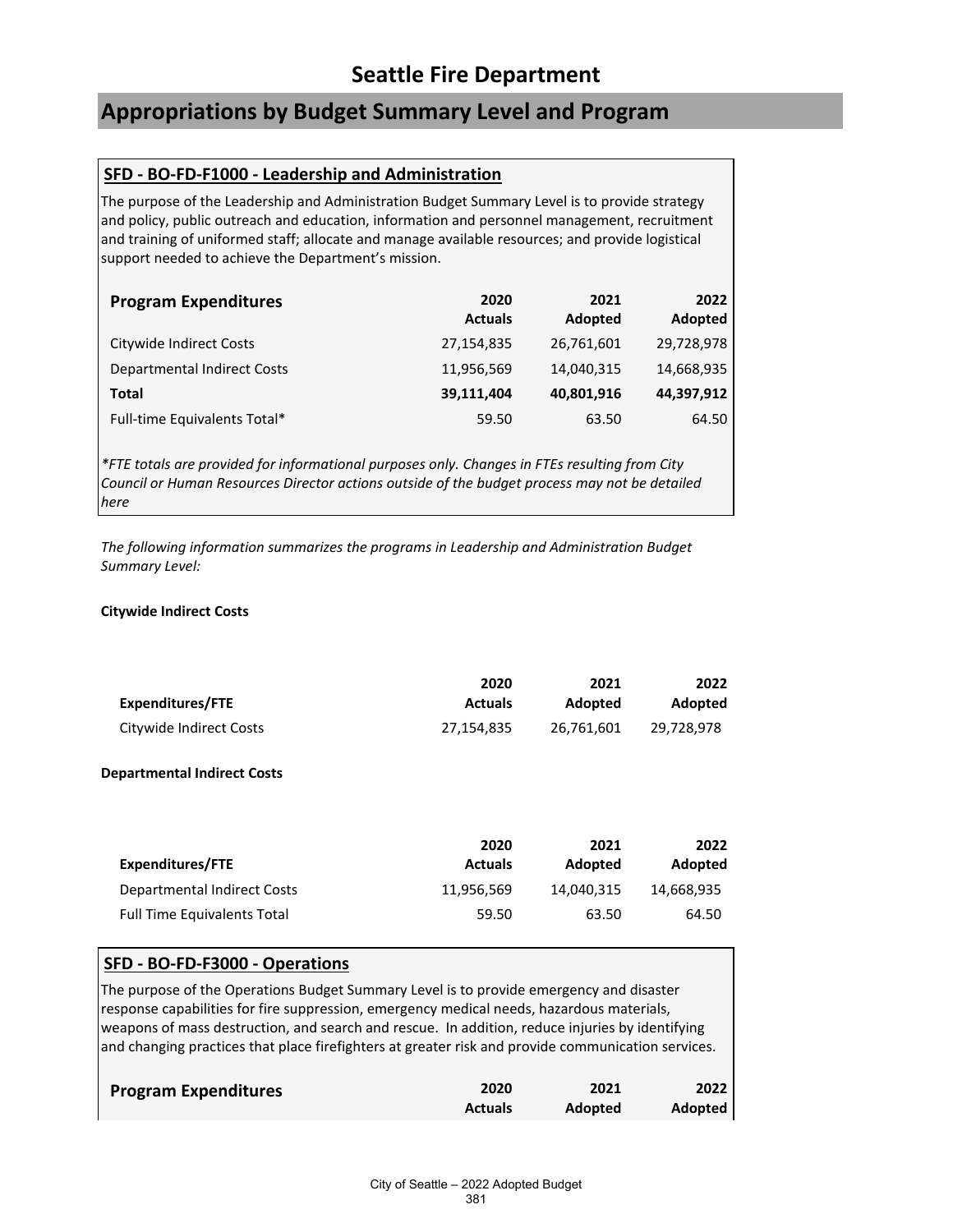# Seattle Fire Department

## Appropriations by Budget Summary Level and Program

### SFD - BO-FD-F1000 - Leadership and Administration

The purpose of the Leadership and Administration Budget Summary Level is to provide strategy and policy, public outreach and education, information and personnel management, recruitment and training of uniformed staff; allocate and manage available resources; and provide logistical support needed to achieve the Department's mission.

| Program Expenditures | 2020 Actuals | 2021 Adopted | 2022 Adopted |
|---|---|---|---|
| Citywide Indirect Costs | 27,154,835 | 26,761,601 | 29,728,978 |
| Departmental Indirect Costs | 11,956,569 | 14,040,315 | 14,668,935 |
| **Total** | **39,111,404** | **40,801,916** | **44,397,912** |
| Full-time Equivalents Total* | 59.50 | 63.50 | 64.50 |

*\*FTE totals are provided for informational purposes only. Changes in FTEs resulting from City Council or Human Resources Director actions outside of the budget process may not be detailed here*

*The following information summarizes the programs in Leadership and Administration Budget Summary Level:*

**Citywide Indirect Costs**

| Expenditures/FTE | 2020 Actuals | 2021 Adopted | 2022 Adopted |
|---|---|---|---|
| Citywide Indirect Costs | 27,154,835 | 26,761,601 | 29,728,978 |

**Departmental Indirect Costs**

| Expenditures/FTE | 2020 Actuals | 2021 Adopted | 2022 Adopted |
|---|---|---|---|
| Departmental Indirect Costs | 11,956,569 | 14,040,315 | 14,668,935 |
| Full Time Equivalents Total | 59.50 | 63.50 | 64.50 |

### SFD - BO-FD-F3000 - Operations

The purpose of the Operations Budget Summary Level is to provide emergency and disaster response capabilities for fire suppression, emergency medical needs, hazardous materials, weapons of mass destruction, and search and rescue. In addition, reduce injuries by identifying and changing practices that place firefighters at greater risk and provide communication services.

| Program Expenditures | 2020 Actuals | 2021 Adopted | 2022 Adopted |
|---|---|---|---|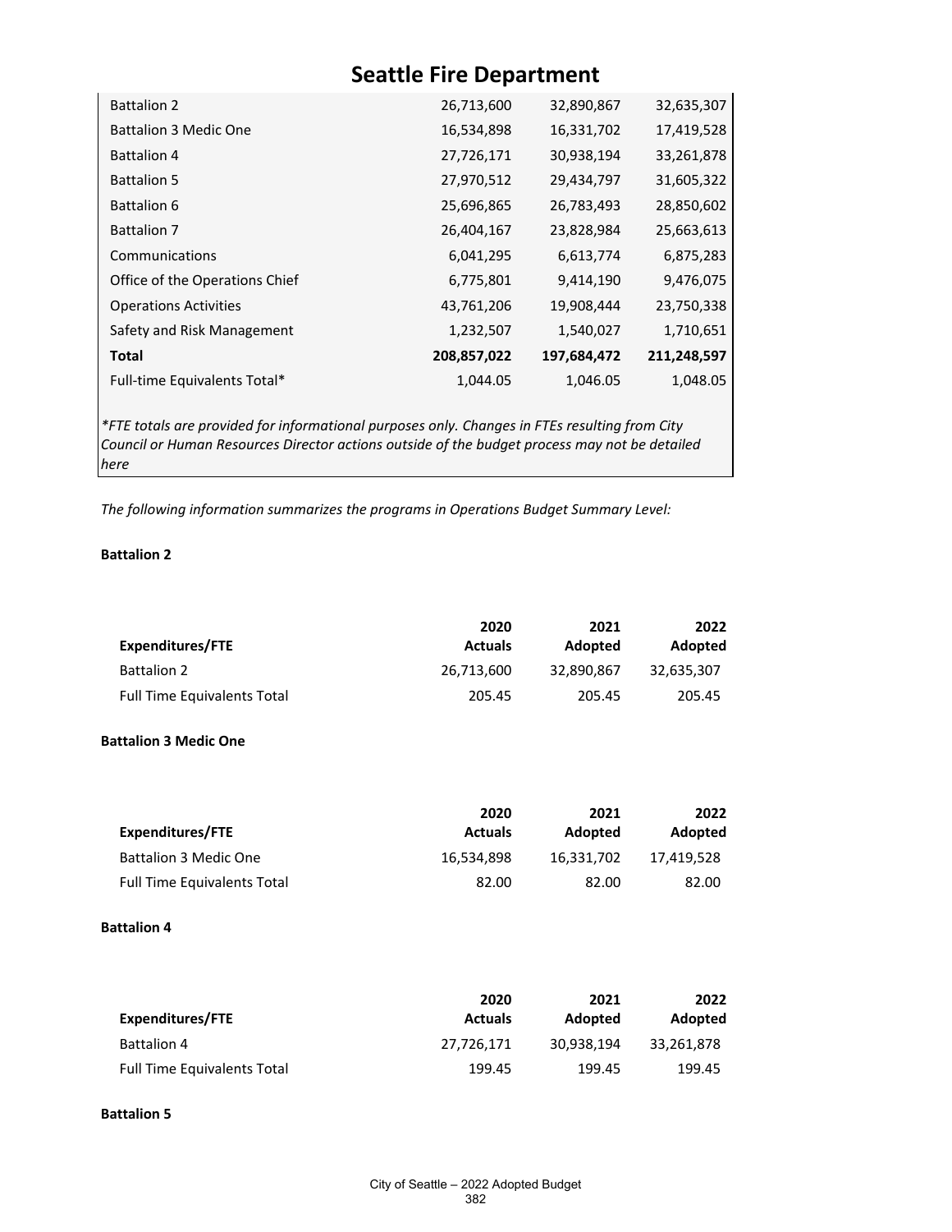# Seattle Fire Department

| | | | |
|---|---|---|---|
| Battalion 2 | 26,713,600 | 32,890,867 | 32,635,307 |
| Battalion 3 Medic One | 16,534,898 | 16,331,702 | 17,419,528 |
| Battalion 4 | 27,726,171 | 30,938,194 | 33,261,878 |
| Battalion 5 | 27,970,512 | 29,434,797 | 31,605,322 |
| Battalion 6 | 25,696,865 | 26,783,493 | 28,850,602 |
| Battalion 7 | 26,404,167 | 23,828,984 | 25,663,613 |
| Communications | 6,041,295 | 6,613,774 | 6,875,283 |
| Office of the Operations Chief | 6,775,801 | 9,414,190 | 9,476,075 |
| Operations Activities | 43,761,206 | 19,908,444 | 23,750,338 |
| Safety and Risk Management | 1,232,507 | 1,540,027 | 1,710,651 |
| **Total** | **208,857,022** | **197,684,472** | **211,248,597** |
| Full-time Equivalents Total* | 1,044.05 | 1,046.05 | 1,048.05 |

*\*FTE totals are provided for informational purposes only. Changes in FTEs resulting from City Council or Human Resources Director actions outside of the budget process may not be detailed here*

*The following information summarizes the programs in Operations Budget Summary Level:*

**Battalion 2**

| Expenditures/FTE | 2020 Actuals | 2021 Adopted | 2022 Adopted |
|---|---|---|---|
| Battalion 2 | 26,713,600 | 32,890,867 | 32,635,307 |
| Full Time Equivalents Total | 205.45 | 205.45 | 205.45 |

**Battalion 3 Medic One**

| Expenditures/FTE | 2020 Actuals | 2021 Adopted | 2022 Adopted |
|---|---|---|---|
| Battalion 3 Medic One | 16,534,898 | 16,331,702 | 17,419,528 |
| Full Time Equivalents Total | 82.00 | 82.00 | 82.00 |

**Battalion 4**

| Expenditures/FTE | 2020 Actuals | 2021 Adopted | 2022 Adopted |
|---|---|---|---|
| Battalion 4 | 27,726,171 | 30,938,194 | 33,261,878 |
| Full Time Equivalents Total | 199.45 | 199.45 | 199.45 |

**Battalion 5**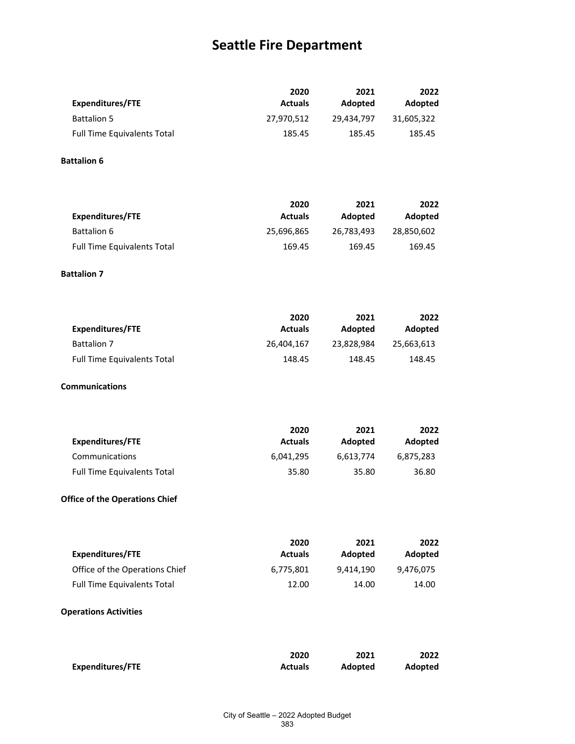# Seattle Fire Department

| Expenditures/FTE | 2020 Actuals | 2021 Adopted | 2022 Adopted |
|---|---|---|---|
| Battalion 5 | 27,970,512 | 29,434,797 | 31,605,322 |
| Full Time Equivalents Total | 185.45 | 185.45 | 185.45 |

**Battalion 6**

| Expenditures/FTE | 2020 Actuals | 2021 Adopted | 2022 Adopted |
|---|---|---|---|
| Battalion 6 | 25,696,865 | 26,783,493 | 28,850,602 |
| Full Time Equivalents Total | 169.45 | 169.45 | 169.45 |

**Battalion 7**

| Expenditures/FTE | 2020 Actuals | 2021 Adopted | 2022 Adopted |
|---|---|---|---|
| Battalion 7 | 26,404,167 | 23,828,984 | 25,663,613 |
| Full Time Equivalents Total | 148.45 | 148.45 | 148.45 |

**Communications**

| Expenditures/FTE | 2020 Actuals | 2021 Adopted | 2022 Adopted |
|---|---|---|---|
| Communications | 6,041,295 | 6,613,774 | 6,875,283 |
| Full Time Equivalents Total | 35.80 | 35.80 | 36.80 |

**Office of the Operations Chief**

| Expenditures/FTE | 2020 Actuals | 2021 Adopted | 2022 Adopted |
|---|---|---|---|
| Office of the Operations Chief | 6,775,801 | 9,414,190 | 9,476,075 |
| Full Time Equivalents Total | 12.00 | 14.00 | 14.00 |

**Operations Activities**

| Expenditures/FTE | 2020 Actuals | 2021 Adopted | 2022 Adopted |
|---|---|---|---|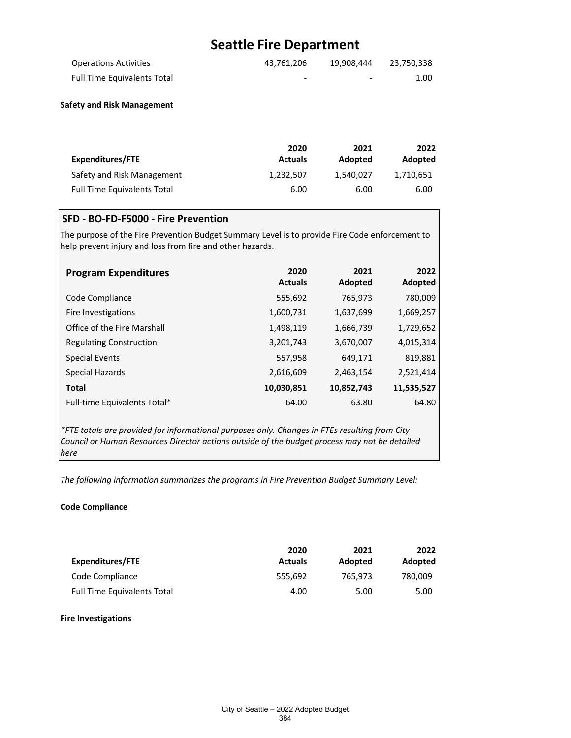# Seattle Fire Department

| | | | |
|---|---|---|---|
| Operations Activities | 43,761,206 | 19,908,444 | 23,750,338 |
| Full Time Equivalents Total | - | - | 1.00 |

**Safety and Risk Management**

| Expenditures/FTE | 2020 Actuals | 2021 Adopted | 2022 Adopted |
|---|---|---|---|
| Safety and Risk Management | 1,232,507 | 1,540,027 | 1,710,651 |
| Full Time Equivalents Total | 6.00 | 6.00 | 6.00 |

## SFD - BO-FD-F5000 - Fire Prevention

The purpose of the Fire Prevention Budget Summary Level is to provide Fire Code enforcement to help prevent injury and loss from fire and other hazards.

| Program Expenditures | 2020 Actuals | 2021 Adopted | 2022 Adopted |
|---|---|---|---|
| Code Compliance | 555,692 | 765,973 | 780,009 |
| Fire Investigations | 1,600,731 | 1,637,699 | 1,669,257 |
| Office of the Fire Marshall | 1,498,119 | 1,666,739 | 1,729,652 |
| Regulating Construction | 3,201,743 | 3,670,007 | 4,015,314 |
| Special Events | 557,958 | 649,171 | 819,881 |
| Special Hazards | 2,616,609 | 2,463,154 | 2,521,414 |
| **Total** | **10,030,851** | **10,852,743** | **11,535,527** |
| Full-time Equivalents Total* | 64.00 | 63.80 | 64.80 |

*\*FTE totals are provided for informational purposes only. Changes in FTEs resulting from City Council or Human Resources Director actions outside of the budget process may not be detailed here*

*The following information summarizes the programs in Fire Prevention Budget Summary Level:*

**Code Compliance**

| Expenditures/FTE | 2020 Actuals | 2021 Adopted | 2022 Adopted |
|---|---|---|---|
| Code Compliance | 555,692 | 765,973 | 780,009 |
| Full Time Equivalents Total | 4.00 | 5.00 | 5.00 |

**Fire Investigations**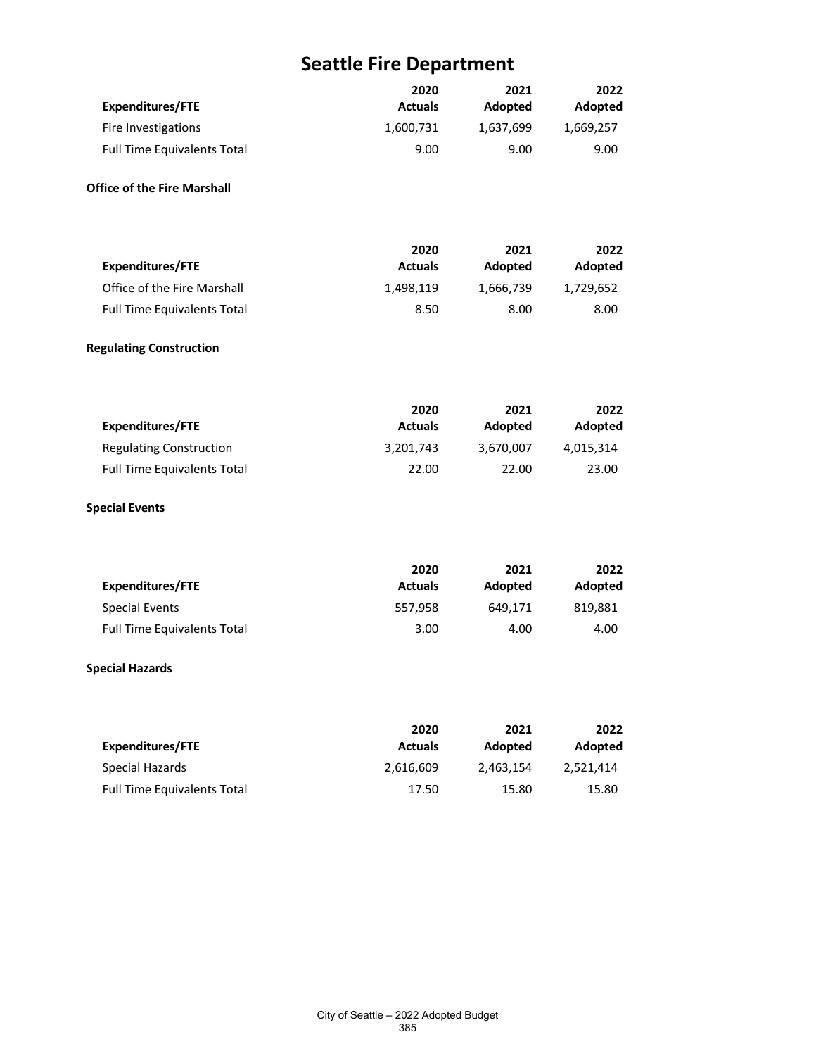# Seattle Fire Department

| Expenditures/FTE | 2020 Actuals | 2021 Adopted | 2022 Adopted |
|---|---|---|---|
| Fire Investigations | 1,600,731 | 1,637,699 | 1,669,257 |
| Full Time Equivalents Total | 9.00 | 9.00 | 9.00 |

**Office of the Fire Marshall**

| Expenditures/FTE | 2020 Actuals | 2021 Adopted | 2022 Adopted |
|---|---|---|---|
| Office of the Fire Marshall | 1,498,119 | 1,666,739 | 1,729,652 |
| Full Time Equivalents Total | 8.50 | 8.00 | 8.00 |

**Regulating Construction**

| Expenditures/FTE | 2020 Actuals | 2021 Adopted | 2022 Adopted |
|---|---|---|---|
| Regulating Construction | 3,201,743 | 3,670,007 | 4,015,314 |
| Full Time Equivalents Total | 22.00 | 22.00 | 23.00 |

**Special Events**

| Expenditures/FTE | 2020 Actuals | 2021 Adopted | 2022 Adopted |
|---|---|---|---|
| Special Events | 557,958 | 649,171 | 819,881 |
| Full Time Equivalents Total | 3.00 | 4.00 | 4.00 |

**Special Hazards**

| Expenditures/FTE | 2020 Actuals | 2021 Adopted | 2022 Adopted |
|---|---|---|---|
| Special Hazards | 2,616,609 | 2,463,154 | 2,521,414 |
| Full Time Equivalents Total | 17.50 | 15.80 | 15.80 |